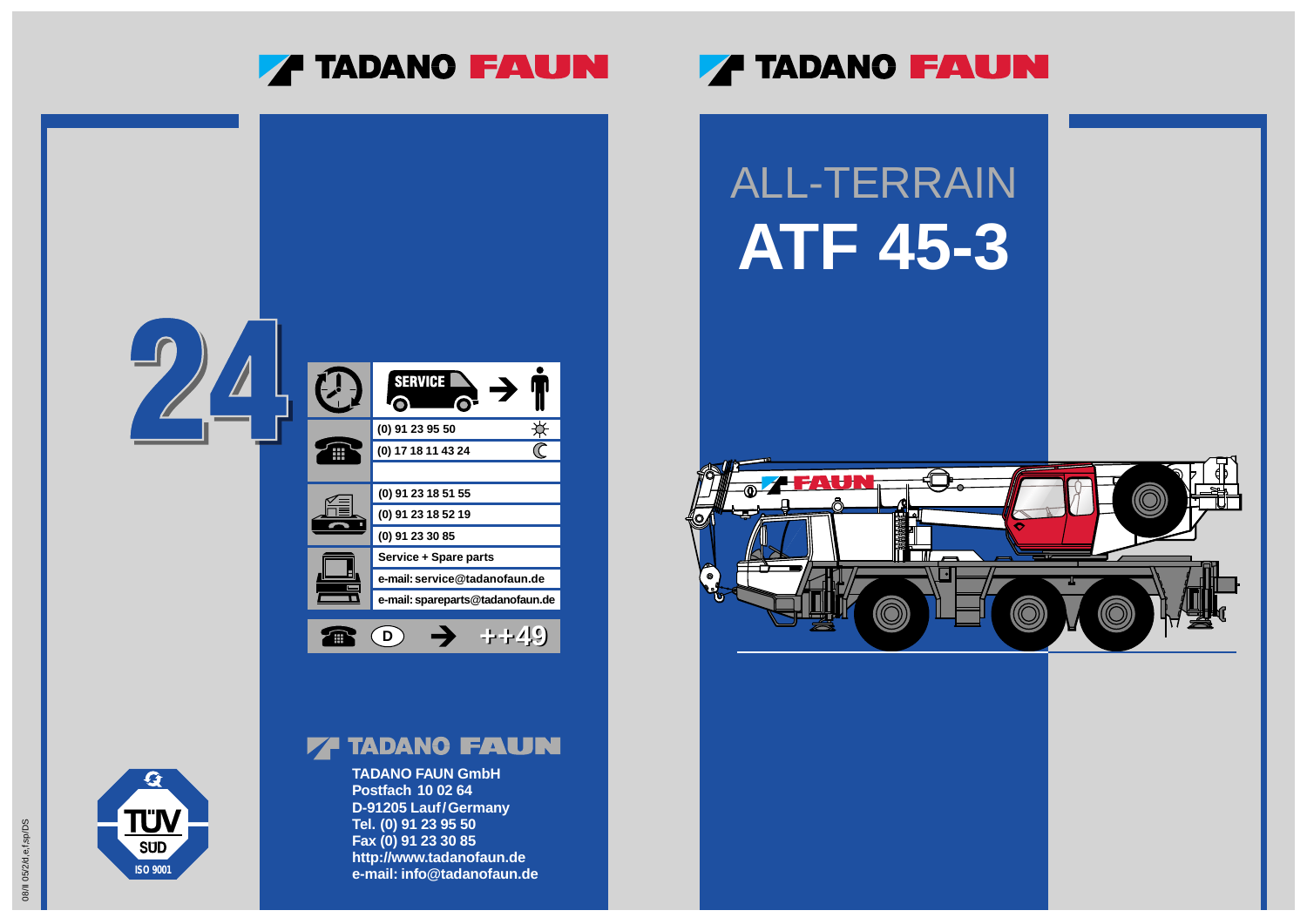# TADANO FAUN

24

SERVICE

| | |
|---|---|
| Phone | (0) 91 23 95 50 (day) |
| | (0) 17 18 11 43 24 (night) |
| Fax | (0) 91 23 18 51 55 |
| | (0) 91 23 18 52 19 |
| | (0) 91 23 30 85 |
| | Service + Spare parts |
| | e-mail: service@tadanofaun.de |
| | e-mail: spareparts@tadanofaun.de |

D → ++49

TADANO FAUN

**TADANO FAUN GmbH**
**Postfach 10 02 64**
**D-91205 Lauf/Germany**
**Tel. (0) 91 23 95 50**
**Fax (0) 91 23 30 85**
**http://www.tadanofaun.de**
**e-mail: info@tadanofaun.de**

TÜV SÜD ISO 9001

08/II 05/2/d,e,f,sp/DS

# TADANO FAUN

## ALL-TERRAIN
# ATF 45-3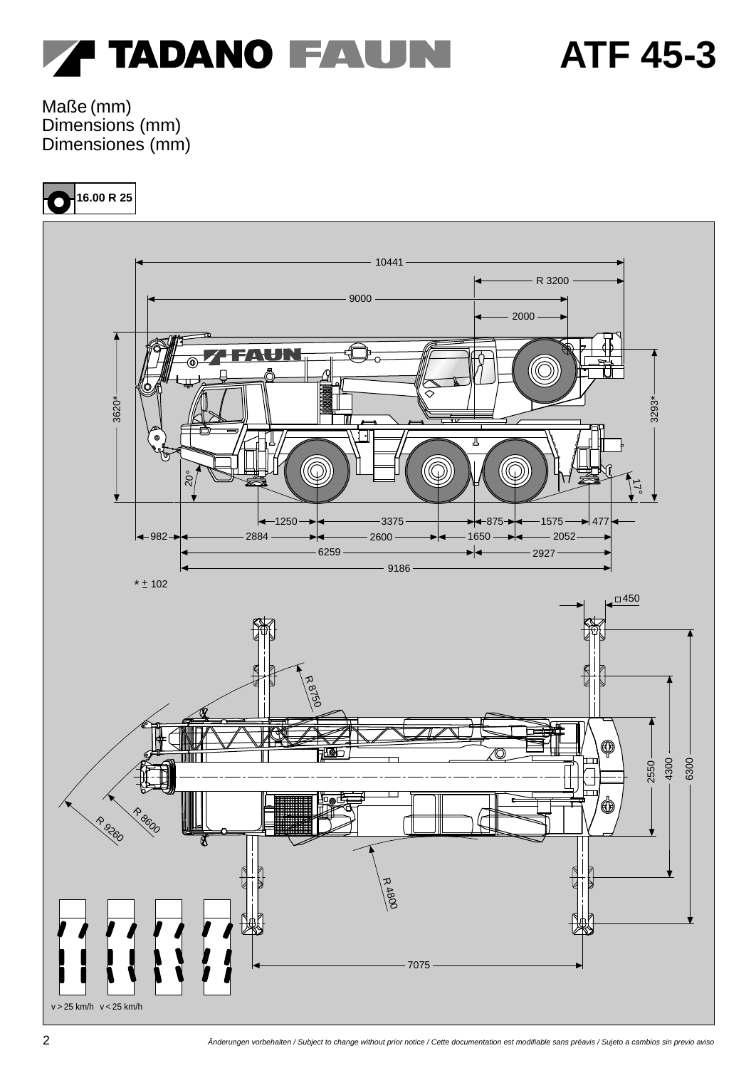# TADANO FAUN ATF 45-3

Maße (mm)
Dimensions (mm)
Dimensiones (mm)

16.00 R 25

10441
R 3200
9000
2000
3620*
3293*
20°
17°
1250 | 3375 | 875 | 1575 | 477
982 | 2884 | 2600 | 1650 | 2052
6259 | 2927
9186

* ± 102

□ 450
R 8750
R 8600
R 9260
R 4800
2550
4300
6300
7075

v > 25 km/h v < 25 km/h

*Änderungen vorbehalten / Subject to change without prior notice / Cette documentation est modifiable sans préavis / Sujeto a cambios sin previo aviso*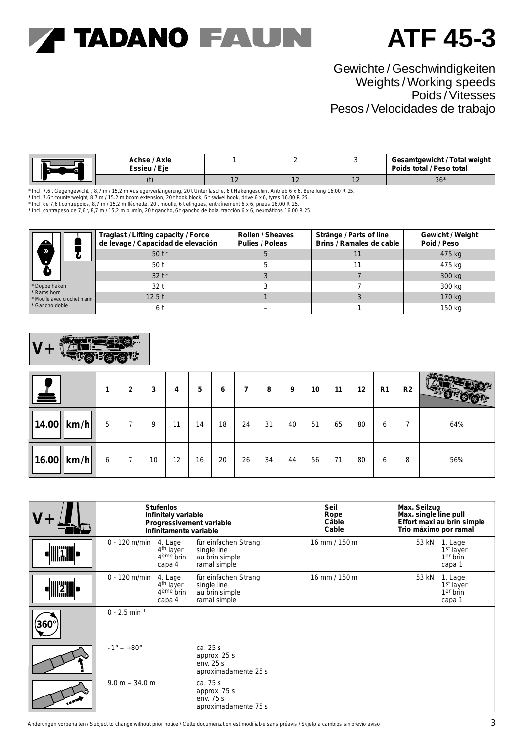# TADANO FAUN ATF 45-3

## Gewichte / Geschwindigkeiten
## Weights / Working speeds
## Poids / Vitesses
## Pesos / Velocidades de trabajo

| Achse / Axle Essieu / Eje | 1 | 2 | 3 | Gesamtgewicht / Total weight Poids total / Peso total |
|---|---|---|---|---|
| (t) | 12 | 12 | 12 | 36* |

\* Incl. 7,6 t Gegengewicht, , 8,7 m / 15,2 m Auslegerverlängerung, 20 t Unterflasche, 6 t Hakengeschirr, Antrieb 6 x 6, Bereifung 16.00 R 25.
\* Incl. 7.6 t counterweight, 8.7 m / 15.2 m boom extension, 20 t hook block, 6 t swivel hook, drive 6 x 6, tyres 16.00 R 25.
\* Incl. de 7,6 t contrepoids, 8,7 m / 15,2 m fléchette, 20 t moufle, 6 t elingues, entraînement 6 x 6, pneus 16.00 R 25.
\* Incl. contrapeso de 7,6 t, 8,7 m / 15,2 m plumín, 20 t gancho, 6 t gancho de bola, tracción 6 x 6, neumáticos 16.00 R 25.

| | Traglast / Lifting capacity / Force de levage / Capacidad de elevación | Rollen / Sheaves Pulies / Poleas | Stränge / Parts of line Brins / Ramales de cable | Gewicht / Weight Poid / Peso |
|---|---|---|---|---|
| | 50 t* | 5 | 11 | 475 kg |
| | 50 t | 5 | 11 | 475 kg |
| | 32 t* | 3 | 7 | 300 kg |
| * Doppelhaken | 32 t | 3 | 7 | 300 kg |
| * Rams horn | 12.5 t | 1 | 3 | 170 kg |
| * Moufle avec crochet marin / * Gancho doble | 6 t | – | 1 | 150 kg |

**V+**

| | 1 | 2 | 3 | 4 | 5 | 6 | 7 | 8 | 9 | 10 | 11 | 12 | R1 | R2 | |
|---|---|---|---|---|---|---|---|---|---|---|---|---|---|---|---|
| 14.00 km/h | 5 | 7 | 9 | 11 | 14 | 18 | 24 | 31 | 40 | 51 | 65 | 80 | 6 | 7 | 64% |
| 16.00 km/h | 6 | 7 | 10 | 12 | 16 | 20 | 26 | 34 | 44 | 56 | 71 | 80 | 6 | 8 | 56% |

| V+ | Stufenlos / Infinitely variable / Progressivement variable / Infinitamente variable | | | Seil / Rope / Câble / Cable | Max. Seilzug / Max. single line pull / Effort maxi au brin simple / Trio máximo por ramal | |
|---|---|---|---|---|---|---|
| 1 | 0 - 120 m/min | 4. Lage / 4th layer / 4ème brin / capa 4 | für einfachen Strang / single line / au brin simple / ramal simple | 16 mm / 150 m | 53 kN | 1. Lage / 1st layer / 1er brin / capa 1 |
| 2 | 0 - 120 m/min | 4. Lage / 4th layer / 4ème brin / capa 4 | für einfachen Strang / single line / au brin simple / ramal simple | 16 mm / 150 m | 53 kN | 1. Lage / 1st layer / 1er brin / capa 1 |
| 360° | 0 - 2.5 min$^{-1}$ | | | | | |
| | -1° – +80° | | ca. 25 s / approx. 25 s / env. 25 s / aproximadamente 25 s | | | |
| | 9.0 m – 34.0 m | | ca. 75 s / approx. 75 s / env. 75 s / aproximadamente 75 s | | | |

Änderungen vorbehalten / Subject to change without prior notice / Cette documentation est modifiable sans préavis / Sujeto a cambios sin previo aviso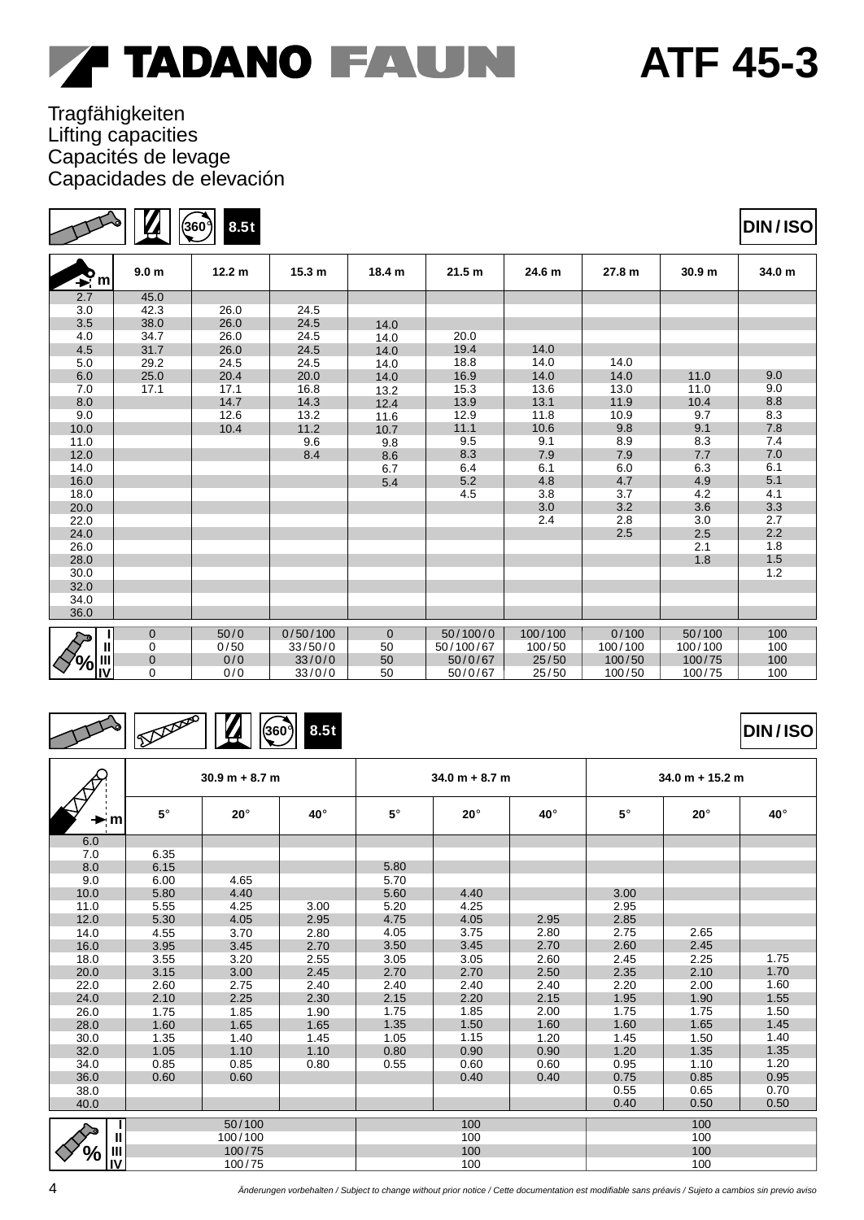# TADANO FAUN ATF 45-3

Tragfähigkeiten
Lifting capacities
Capacités de levage
Capacidades de elevación

360° 8.5t DIN / ISO

| m | 9.0 m | 12.2 m | 15.3 m | 18.4 m | 21.5 m | 24.6 m | 27.8 m | 30.9 m | 34.0 m |
|---|---|---|---|---|---|---|---|---|---|
| 2.7 | 45.0 | | | | | | | | |
| 3.0 | 42.3 | 26.0 | 24.5 | | | | | | |
| 3.5 | 38.0 | 26.0 | 24.5 | 14.0 | | | | | |
| 4.0 | 34.7 | 26.0 | 24.5 | 14.0 | 20.0 | | | | |
| 4.5 | 31.7 | 26.0 | 24.5 | 14.0 | 19.4 | 14.0 | | | |
| 5.0 | 29.2 | 24.5 | 24.5 | 14.0 | 18.8 | 14.0 | 14.0 | | |
| 6.0 | 25.0 | 20.4 | 20.0 | 14.0 | 16.9 | 14.0 | 14.0 | 11.0 | 9.0 |
| 7.0 | 17.1 | 17.1 | 16.8 | 13.2 | 15.3 | 13.6 | 13.0 | 11.0 | 9.0 |
| 8.0 | | 14.7 | 14.3 | 12.4 | 13.9 | 13.1 | 11.9 | 10.4 | 8.8 |
| 9.0 | | 12.6 | 13.2 | 11.6 | 12.9 | 11.8 | 10.9 | 9.7 | 8.3 |
| 10.0 | | 10.4 | 11.2 | 10.7 | 11.1 | 10.6 | 9.8 | 9.1 | 7.8 |
| 11.0 | | | 9.6 | 9.8 | 9.5 | 9.1 | 8.9 | 8.3 | 7.4 |
| 12.0 | | | 8.4 | 8.6 | 8.3 | 7.9 | 7.9 | 7.7 | 7.0 |
| 14.0 | | | | 6.7 | 6.4 | 6.1 | 6.0 | 6.3 | 6.1 |
| 16.0 | | | | 5.4 | 5.2 | 4.8 | 4.7 | 4.9 | 5.1 |
| 18.0 | | | | | 4.5 | 3.8 | 3.7 | 4.2 | 4.1 |
| 20.0 | | | | | | 3.0 | 3.2 | 3.6 | 3.3 |
| 22.0 | | | | | | 2.4 | 2.8 | 3.0 | 2.7 |
| 24.0 | | | | | | | 2.5 | 2.5 | 2.2 |
| 26.0 | | | | | | | | 2.1 | 1.8 |
| 28.0 | | | | | | | | 1.8 | 1.5 |
| 30.0 | | | | | | | | | 1.2 |
| 32.0 | | | | | | | | | |
| 34.0 | | | | | | | | | |
| 36.0 | | | | | | | | | |

| % | 9.0 m | 12.2 m | 15.3 m | 18.4 m | 21.5 m | 24.6 m | 27.8 m | 30.9 m | 34.0 m |
|---|---|---|---|---|---|---|---|---|---|
| I | 0 | 50/0 | 0/50/100 | 0 | 50/100/0 | 100/100 | 0/100 | 50/100 | 100 |
| II | 0 | 0/50 | 33/50/0 | 50 | 50/100/67 | 100/50 | 100/100 | 100/100 | 100 |
| III | 0 | 0/0 | 33/0/0 | 50 | 50/0/67 | 25/50 | 100/50 | 100/75 | 100 |
| IV | 0 | 0/0 | 33/0/0 | 50 | 50/0/67 | 25/50 | 100/50 | 100/75 | 100 |

360° 8.5t DIN / ISO

| m | 30.9 m + 8.7 m | | | 34.0 m + 8.7 m | | | 34.0 m + 15.2 m | | |
|---|---|---|---|---|---|---|---|---|---|
| | 5° | 20° | 40° | 5° | 20° | 40° | 5° | 20° | 40° |
| 6.0 | | | | | | | | | |
| 7.0 | 6.35 | | | | | | | | |
| 8.0 | 6.15 | | | 5.80 | | | | | |
| 9.0 | 6.00 | 4.65 | | 5.70 | | | | | |
| 10.0 | 5.80 | 4.40 | | 5.60 | 4.40 | | 3.00 | | |
| 11.0 | 5.55 | 4.25 | 3.00 | 5.20 | 4.25 | | 2.95 | | |
| 12.0 | 5.30 | 4.05 | 2.95 | 4.75 | 4.05 | 2.95 | 2.85 | | |
| 14.0 | 4.55 | 3.70 | 2.80 | 4.05 | 3.75 | 2.80 | 2.75 | 2.65 | |
| 16.0 | 3.95 | 3.45 | 2.70 | 3.50 | 3.45 | 2.70 | 2.60 | 2.45 | |
| 18.0 | 3.55 | 3.20 | 2.55 | 3.05 | 3.05 | 2.60 | 2.45 | 2.25 | 1.75 |
| 20.0 | 3.15 | 3.00 | 2.45 | 2.70 | 2.70 | 2.50 | 2.35 | 2.10 | 1.70 |
| 22.0 | 2.60 | 2.75 | 2.40 | 2.40 | 2.40 | 2.40 | 2.20 | 2.00 | 1.60 |
| 24.0 | 2.10 | 2.25 | 2.30 | 2.15 | 2.20 | 2.15 | 1.95 | 1.90 | 1.55 |
| 26.0 | 1.75 | 1.85 | 1.90 | 1.75 | 1.85 | 2.00 | 1.75 | 1.75 | 1.50 |
| 28.0 | 1.60 | 1.65 | 1.65 | 1.35 | 1.50 | 1.60 | 1.60 | 1.65 | 1.45 |
| 30.0 | 1.35 | 1.40 | 1.45 | 1.05 | 1.15 | 1.20 | 1.45 | 1.50 | 1.40 |
| 32.0 | 1.05 | 1.10 | 1.10 | 0.80 | 0.90 | 0.90 | 1.20 | 1.35 | 1.35 |
| 34.0 | 0.85 | 0.85 | 0.80 | 0.55 | 0.60 | 0.60 | 0.95 | 1.10 | 1.20 |
| 36.0 | 0.60 | 0.60 | | | 0.40 | 0.40 | 0.75 | 0.85 | 0.95 |
| 38.0 | | | | | | | 0.55 | 0.65 | 0.70 |
| 40.0 | | | | | | | 0.40 | 0.50 | 0.50 |

| % | 30.9 m + 8.7 m | 34.0 m + 8.7 m | 34.0 m + 15.2 m |
|---|---|---|---|
| I | 50/100 | 100 | 100 |
| II | 100/100 | 100 | 100 |
| III | 100/75 | 100 | 100 |
| IV | 100/75 | 100 | 100 |

*Änderungen vorbehalten / Subject to change without prior notice / Cette documentation est modifiable sans préavis / Sujeto a cambios sin previo aviso*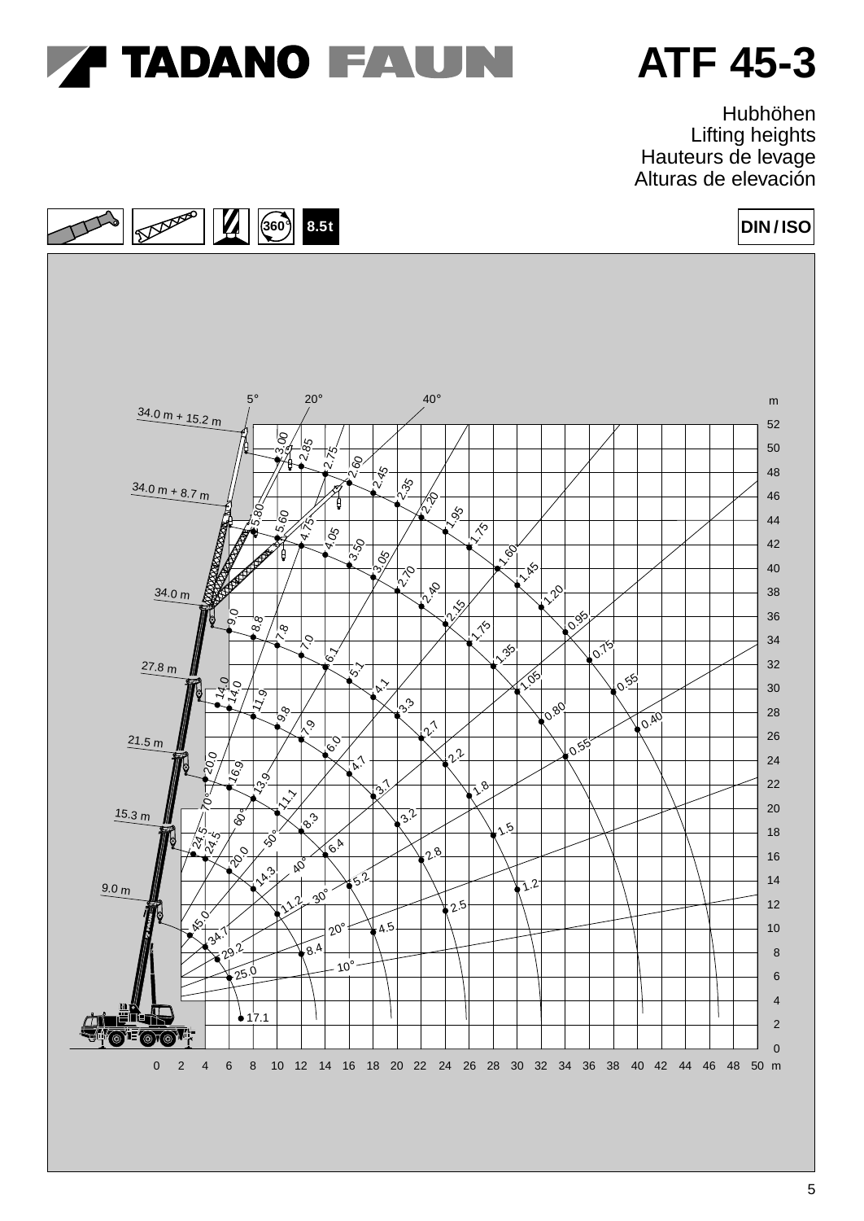# TADANO FAUN ATF 45-3

Hubhöhen
Lifting heights
Hauteurs de levage
Alturas de elevación

360° 8.5t

DIN / ISO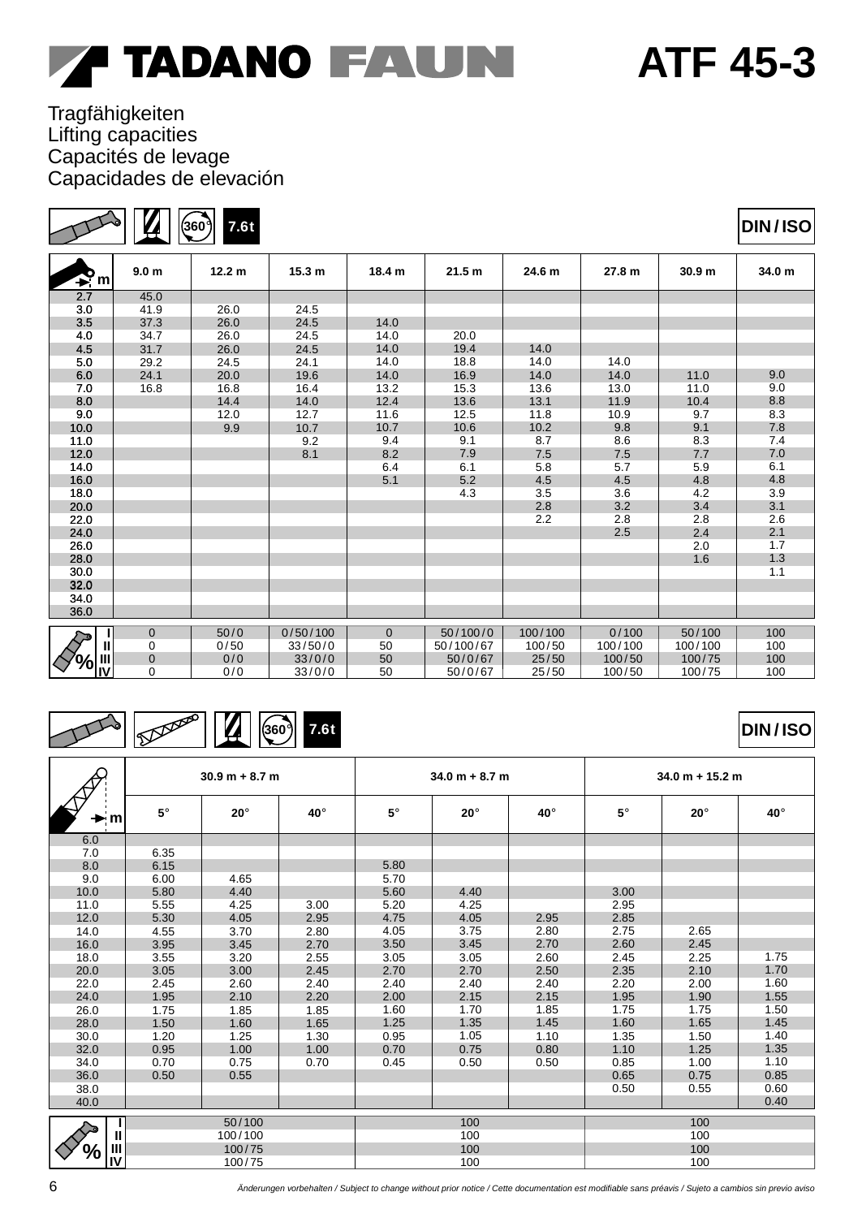# TADANO FAUN ATF 45-3

Tragfähigkeiten
Lifting capacities
Capacités de levage
Capacidades de elevación

360° 7.6t DIN/ISO

| m | 9.0 m | 12.2 m | 15.3 m | 18.4 m | 21.5 m | 24.6 m | 27.8 m | 30.9 m | 34.0 m |
|---|---|---|---|---|---|---|---|---|---|
| 2.7 | 45.0 | | | | | | | | |
| 3.0 | 41.9 | 26.0 | 24.5 | | | | | | |
| 3.5 | 37.3 | 26.0 | 24.5 | 14.0 | | | | | |
| 4.0 | 34.7 | 26.0 | 24.5 | 14.0 | 20.0 | | | | |
| 4.5 | 31.7 | 26.0 | 24.5 | 14.0 | 19.4 | 14.0 | | | |
| 5.0 | 29.2 | 24.5 | 24.1 | 14.0 | 18.8 | 14.0 | 14.0 | | |
| 6.0 | 24.1 | 20.0 | 19.6 | 14.0 | 16.9 | 14.0 | 14.0 | 11.0 | 9.0 |
| 7.0 | 16.8 | 16.8 | 16.4 | 13.2 | 15.3 | 13.6 | 13.0 | 11.0 | 9.0 |
| 8.0 | | 14.4 | 14.0 | 12.4 | 13.6 | 13.1 | 11.9 | 10.4 | 8.8 |
| 9.0 | | 12.0 | 12.7 | 11.6 | 12.5 | 11.8 | 10.9 | 9.7 | 8.3 |
| 10.0 | | 9.9 | 10.7 | 10.7 | 10.6 | 10.2 | 9.8 | 9.1 | 7.8 |
| 11.0 | | | 9.2 | 9.4 | 9.1 | 8.7 | 8.6 | 8.3 | 7.4 |
| 12.0 | | | 8.1 | 8.2 | 7.9 | 7.5 | 7.5 | 7.7 | 7.0 |
| 14.0 | | | | 6.4 | 6.1 | 5.8 | 5.7 | 5.9 | 6.1 |
| 16.0 | | | | 5.1 | 5.2 | 4.5 | 4.5 | 4.8 | 4.8 |
| 18.0 | | | | | 4.3 | 3.5 | 3.6 | 4.2 | 3.9 |
| 20.0 | | | | | | 2.8 | 3.2 | 3.4 | 3.1 |
| 22.0 | | | | | | 2.2 | 2.8 | 2.8 | 2.6 |
| 24.0 | | | | | | | 2.5 | 2.4 | 2.1 |
| 26.0 | | | | | | | | 2.0 | 1.7 |
| 28.0 | | | | | | | | 1.6 | 1.3 |
| 30.0 | | | | | | | | | 1.1 |
| 32.0 | | | | | | | | | |
| 34.0 | | | | | | | | | |
| 36.0 | | | | | | | | | |
| % I | 0 | 50/0 | 0/50/100 | 0 | 50/100/0 | 100/100 | 0/100 | 50/100 | 100 |
| % II | 0 | 0/50 | 33/50/0 | 50 | 50/100/67 | 100/50 | 100/100 | 100/100 | 100 |
| % III | 0 | 0/0 | 33/0/0 | 50 | 50/0/67 | 25/50 | 100/50 | 100/75 | 100 |
| % IV | 0 | 0/0 | 33/0/0 | 50 | 50/0/67 | 25/50 | 100/50 | 100/75 | 100 |

360° 7.6t DIN/ISO

| m | 30.9 m + 8.7 m | | | 34.0 m + 8.7 m | | | 34.0 m + 15.2 m | | |
|---|---|---|---|---|---|---|---|---|---|
| | 5° | 20° | 40° | 5° | 20° | 40° | 5° | 20° | 40° |
| 6.0 | | | | | | | | | |
| 7.0 | 6.35 | | | | | | | | |
| 8.0 | 6.15 | | | 5.80 | | | | | |
| 9.0 | 6.00 | 4.65 | | 5.70 | | | | | |
| 10.0 | 5.80 | 4.40 | | 5.60 | 4.40 | | 3.00 | | |
| 11.0 | 5.55 | 4.25 | 3.00 | 5.20 | 4.25 | | 2.95 | | |
| 12.0 | 5.30 | 4.05 | 2.95 | 4.75 | 4.05 | 2.95 | 2.85 | | |
| 14.0 | 4.55 | 3.70 | 2.80 | 4.05 | 3.75 | 2.80 | 2.75 | 2.65 | |
| 16.0 | 3.95 | 3.45 | 2.70 | 3.50 | 3.45 | 2.70 | 2.60 | 2.45 | |
| 18.0 | 3.55 | 3.20 | 2.55 | 3.05 | 3.05 | 2.60 | 2.45 | 2.25 | 1.75 |
| 20.0 | 3.05 | 3.00 | 2.45 | 2.70 | 2.70 | 2.50 | 2.35 | 2.10 | 1.70 |
| 22.0 | 2.45 | 2.60 | 2.40 | 2.40 | 2.40 | 2.40 | 2.20 | 2.00 | 1.60 |
| 24.0 | 1.95 | 2.10 | 2.20 | 2.00 | 2.15 | 2.15 | 1.95 | 1.90 | 1.55 |
| 26.0 | 1.75 | 1.85 | 1.85 | 1.60 | 1.70 | 1.85 | 1.75 | 1.75 | 1.50 |
| 28.0 | 1.50 | 1.60 | 1.65 | 1.25 | 1.35 | 1.45 | 1.60 | 1.65 | 1.45 |
| 30.0 | 1.20 | 1.25 | 1.30 | 0.95 | 1.05 | 1.10 | 1.35 | 1.50 | 1.40 |
| 32.0 | 0.95 | 1.00 | 1.00 | 0.70 | 0.75 | 0.80 | 1.10 | 1.25 | 1.35 |
| 34.0 | 0.70 | 0.75 | 0.70 | 0.45 | 0.50 | 0.50 | 0.85 | 1.00 | 1.10 |
| 36.0 | 0.50 | 0.55 | | | | | 0.65 | 0.75 | 0.85 |
| 38.0 | | | | | | | 0.50 | 0.55 | 0.60 |
| 40.0 | | | | | | | | | 0.40 |
| % I | 50/100 | | | 100 | | | 100 | | |
| % II | 100/100 | | | 100 | | | 100 | | |
| % III | 100/75 | | | 100 | | | 100 | | |
| % IV | 100/75 | | | 100 | | | 100 | | |

*Änderungen vorbehalten / Subject to change without prior notice / Cette documentation est modifiable sans préavis / Sujeto a cambios sin previo aviso*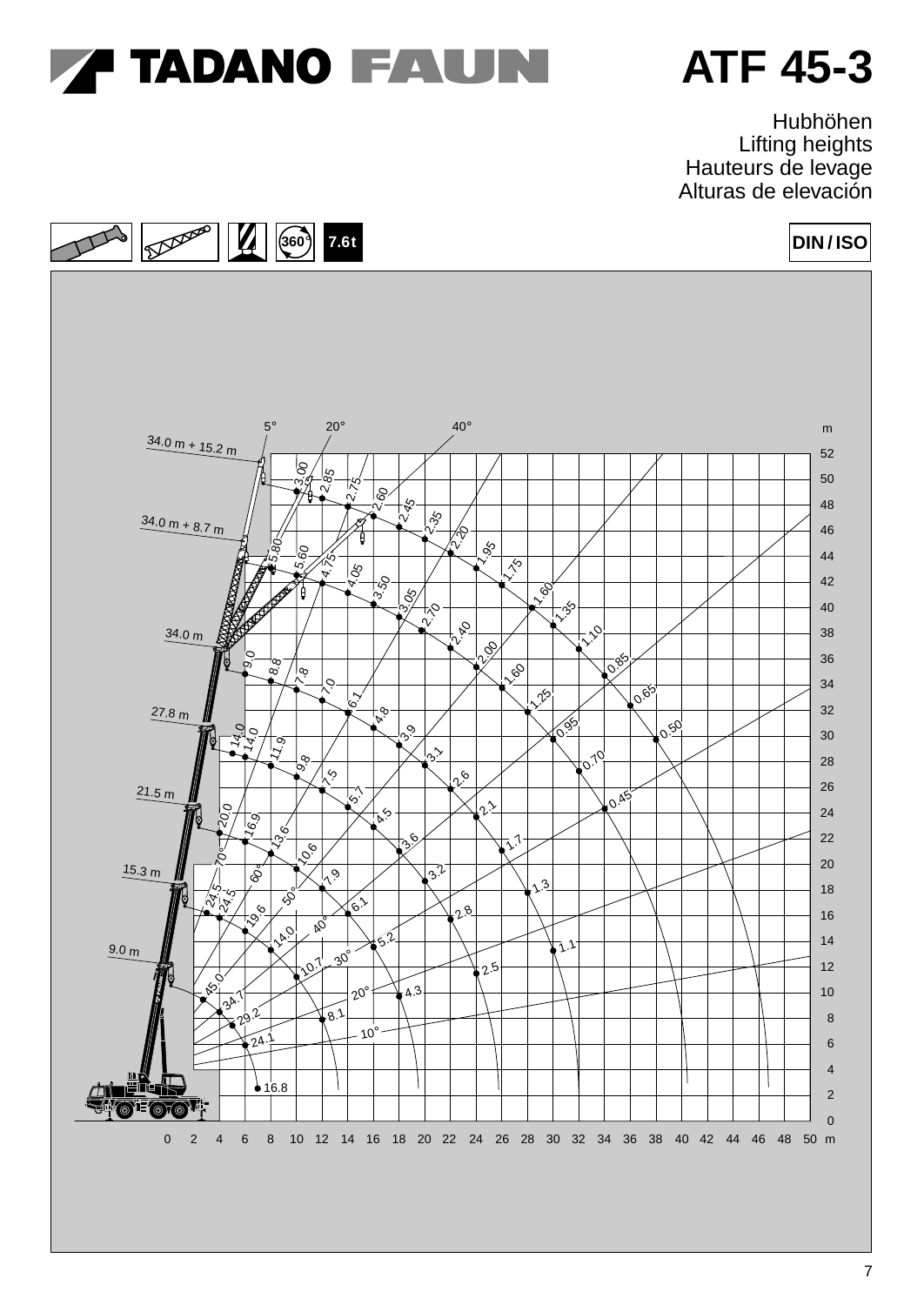# TADANO FAUN

# ATF 45-3

Hubhöhen
Lifting heights
Hauteurs de levage
Alturas de elevación

360° 7.6t

DIN / ISO

m

34.0 m + 15.2 m
34.0 m + 8.7 m
34.0 m
27.8 m
21.5 m
15.3 m
9.0 m

5° 20° 40°

3.00 2.85 2.75 2.60 2.45 2.35 2.20 1.95 1.75 1.60 1.35 1.10 0.85 0.65 0.50

5.80 5.60 4.75 4.05 3.50 3.05 2.70 2.40 2.00 1.60 1.25 0.95 0.70 0.45

9.0 8.8 7.8 7.0 6.1 4.8 3.9 3.1 2.6 2.1 1.7 1.3 1.1

14.0 14.0 11.9 9.8 7.5 5.7 4.5 3.6 3.2 2.8 2.5

20.0 16.9 13.6 10.6 7.9 6.1 5.2 4.3

24.5 24.5 19.6 14.0 10.7 8.1

45.0 34.7 29.2 24.1 16.8

70° 60° 50° 40° 30° 20° 10°

0 2 4 6 8 10 12 14 16 18 20 22 24 26 28 30 32 34 36 38 40 42 44 46 48 50 m

0 2 4 6 8 10 12 14 16 18 20 22 24 26 28 30 32 34 36 38 40 42 44 46 48 50 52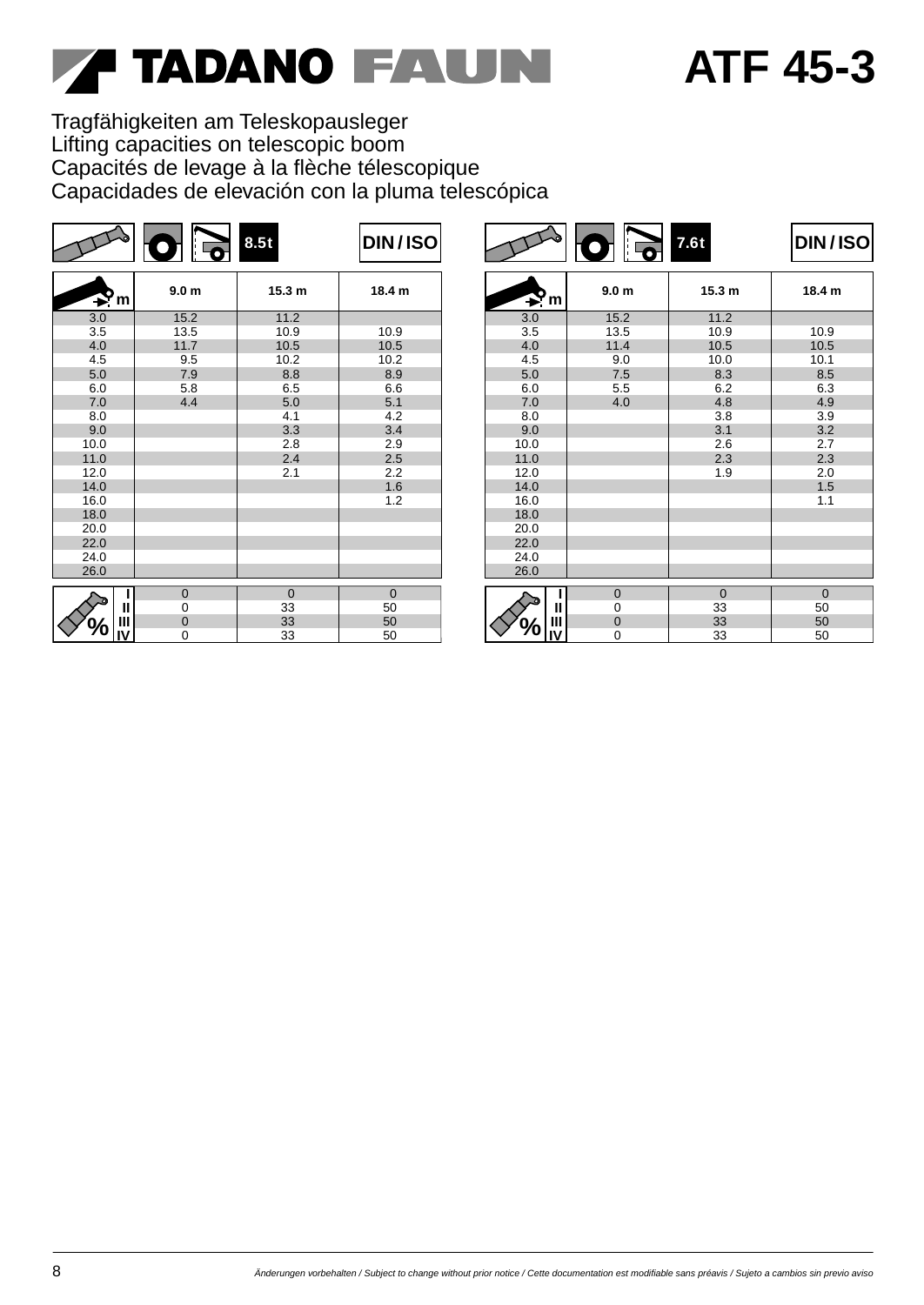# TADANO FAUN ATF 45-3

Tragfähigkeiten am Teleskopausleger
Lifting capacities on telescopic boom
Capacités de levage à la flèche télescopique
Capacidades de elevación con la pluma telescópica

8.5t — DIN / ISO

| m | 9.0 m | 15.3 m | 18.4 m |
|---|---|---|---|
| 3.0 | 15.2 | 11.2 | |
| 3.5 | 13.5 | 10.9 | 10.9 |
| 4.0 | 11.7 | 10.5 | 10.5 |
| 4.5 | 9.5 | 10.2 | 10.2 |
| 5.0 | 7.9 | 8.8 | 8.9 |
| 6.0 | 5.8 | 6.5 | 6.6 |
| 7.0 | 4.4 | 5.0 | 5.1 |
| 8.0 | | 4.1 | 4.2 |
| 9.0 | | 3.3 | 3.4 |
| 10.0 | | 2.8 | 2.9 |
| 11.0 | | 2.4 | 2.5 |
| 12.0 | | 2.1 | 2.2 |
| 14.0 | | | 1.6 |
| 16.0 | | | 1.2 |
| 18.0 | | | |
| 20.0 | | | |
| 22.0 | | | |
| 24.0 | | | |
| 26.0 | | | |

| % | 9.0 m | 15.3 m | 18.4 m |
|---|---|---|---|
| I | 0 | 0 | 0 |
| II | 0 | 33 | 50 |
| III | 0 | 33 | 50 |
| IV | 0 | 33 | 50 |

7.6t — DIN / ISO

| m | 9.0 m | 15.3 m | 18.4 m |
|---|---|---|---|
| 3.0 | 15.2 | 11.2 | |
| 3.5 | 13.5 | 10.9 | 10.9 |
| 4.0 | 11.4 | 10.5 | 10.5 |
| 4.5 | 9.0 | 10.0 | 10.1 |
| 5.0 | 7.5 | 8.3 | 8.5 |
| 6.0 | 5.5 | 6.2 | 6.3 |
| 7.0 | 4.0 | 4.8 | 4.9 |
| 8.0 | | 3.8 | 3.9 |
| 9.0 | | 3.1 | 3.2 |
| 10.0 | | 2.6 | 2.7 |
| 11.0 | | 2.3 | 2.3 |
| 12.0 | | 1.9 | 2.0 |
| 14.0 | | | 1.5 |
| 16.0 | | | 1.1 |
| 18.0 | | | |
| 20.0 | | | |
| 22.0 | | | |
| 24.0 | | | |
| 26.0 | | | |

| % | 9.0 m | 15.3 m | 18.4 m |
|---|---|---|---|
| I | 0 | 0 | 0 |
| II | 0 | 33 | 50 |
| III | 0 | 33 | 50 |
| IV | 0 | 33 | 50 |

*Änderungen vorbehalten / Subject to change without prior notice / Cette documentation est modifiable sans préavis / Sujeto a cambios sin previo aviso*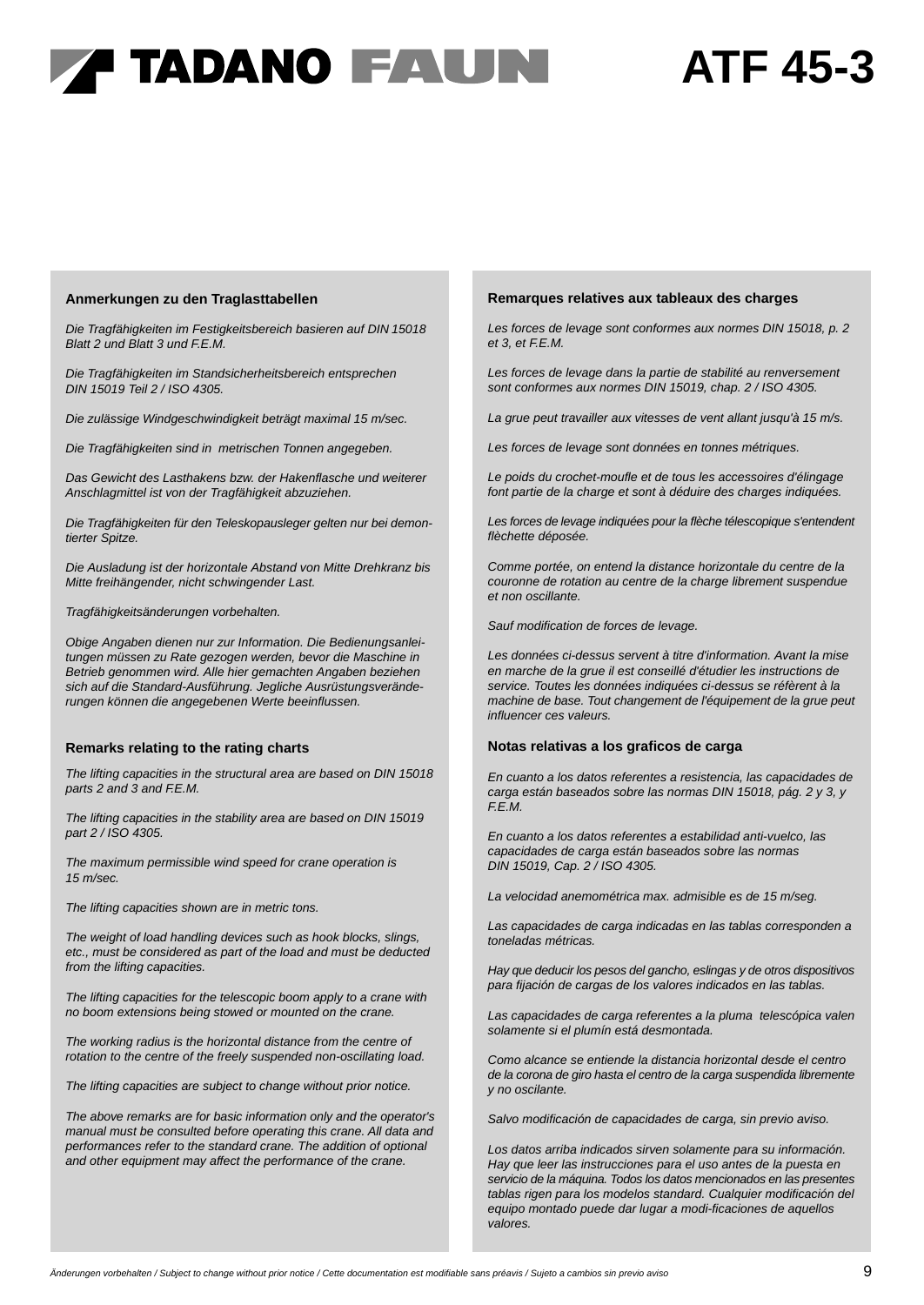# TADANO FAUN ATF 45-3

### Anmerkungen zu den Traglasttabellen

*Die Tragfähigkeiten im Festigkeitsbereich basieren auf DIN 15018 Blatt 2 und Blatt 3 und F.E.M.*

*Die Tragfähigkeiten im Standsicherheitsbereich entsprechen DIN 15019 Teil 2 / ISO 4305.*

*Die zulässige Windgeschwindigkeit beträgt maximal 15 m/sec.*

*Die Tragfähigkeiten sind in metrischen Tonnen angegeben.*

*Das Gewicht des Lasthakens bzw. der Hakenflasche und weiterer Anschlagmittel ist von der Tragfähigkeit abzuziehen.*

*Die Tragfähigkeiten für den Teleskopausleger gelten nur bei demontierter Spitze.*

*Die Ausladung ist der horizontale Abstand von Mitte Drehkranz bis Mitte freihängender, nicht schwingender Last.*

*Tragfähigkeitsänderungen vorbehalten.*

*Obige Angaben dienen nur zur Information. Die Bedienungsanleitungen müssen zu Rate gezogen werden, bevor die Maschine in Betrieb genommen wird. Alle hier gemachten Angaben beziehen sich auf die Standard-Ausführung. Jegliche Ausrüstungsveränderungen können die angegebenen Werte beeinflussen.*

### Remarks relating to the rating charts

*The lifting capacities in the structural area are based on DIN 15018 parts 2 and 3 and F.E.M.*

*The lifting capacities in the stability area are based on DIN 15019 part 2 / ISO 4305.*

*The maximum permissible wind speed for crane operation is 15 m/sec.*

*The lifting capacities shown are in metric tons.*

*The weight of load handling devices such as hook blocks, slings, etc., must be considered as part of the load and must be deducted from the lifting capacities.*

*The lifting capacities for the telescopic boom apply to a crane with no boom extensions being stowed or mounted on the crane.*

*The working radius is the horizontal distance from the centre of rotation to the centre of the freely suspended non-oscillating load.*

*The lifting capacities are subject to change without prior notice.*

*The above remarks are for basic information only and the operator's manual must be consulted before operating this crane. All data and performances refer to the standard crane. The addition of optional and other equipment may affect the performance of the crane.*

### Remarques relatives aux tableaux des charges

*Les forces de levage sont conformes aux normes DIN 15018, p. 2 et 3, et F.E.M.*

*Les forces de levage dans la partie de stabilité au renversement sont conformes aux normes DIN 15019, chap. 2 / ISO 4305.*

*La grue peut travailler aux vitesses de vent allant jusqu'à 15 m/s.*

*Les forces de levage sont données en tonnes métriques.*

*Le poids du crochet-moufle et de tous les accessoires d'élingage font partie de la charge et sont à déduire des charges indiquées.*

*Les forces de levage indiquées pour la flèche télescopique s'entendent flèchette déposée.*

*Comme portée, on entend la distance horizontale du centre de la couronne de rotation au centre de la charge librement suspendue et non oscillante.*

*Sauf modification de forces de levage.*

*Les données ci-dessus servent à titre d'information. Avant la mise en marche de la grue il est conseillé d'étudier les instructions de service. Toutes les données indiquées ci-dessus se réfèrent à la machine de base. Tout changement de l'équipement de la grue peut influencer ces valeurs.*

### Notas relativas a los graficos de carga

*En cuanto a los datos referentes a resistencia, las capacidades de carga están baseados sobre las normas DIN 15018, pág. 2 y 3, y F.E.M.*

*En cuanto a los datos referentes a estabilidad anti-vuelco, las capacidades de carga están baseados sobre las normas DIN 15019, Cap. 2 / ISO 4305.*

*La velocidad anemométrica max. admisible es de 15 m/seg.*

*Las capacidades de carga indicadas en las tablas corresponden a toneladas métricas.*

*Hay que deducir los pesos del gancho, eslingas y de otros dispositivos para fijación de cargas de los valores indicados en las tablas.*

*Las capacidades de carga referentes a la pluma telescópica valen solamente si el plumín está desmontada.*

*Como alcance se entiende la distancia horizontal desde el centro de la corona de giro hasta el centro de la carga suspendida libremente y no oscilante.*

*Salvo modificación de capacidades de carga, sin previo aviso.*

*Los datos arriba indicados sirven solamente para su información. Hay que leer las instrucciones para el uso antes de la puesta en servicio de la máquina. Todos los datos mencionados en las presentes tablas rigen para los modelos standard. Cualquier modificación del equipo montado puede dar lugar a modi-ficaciones de aquellos valores.*

*Änderungen vorbehalten / Subject to change without prior notice / Cette documentation est modifiable sans préavis / Sujeto a cambios sin previo aviso*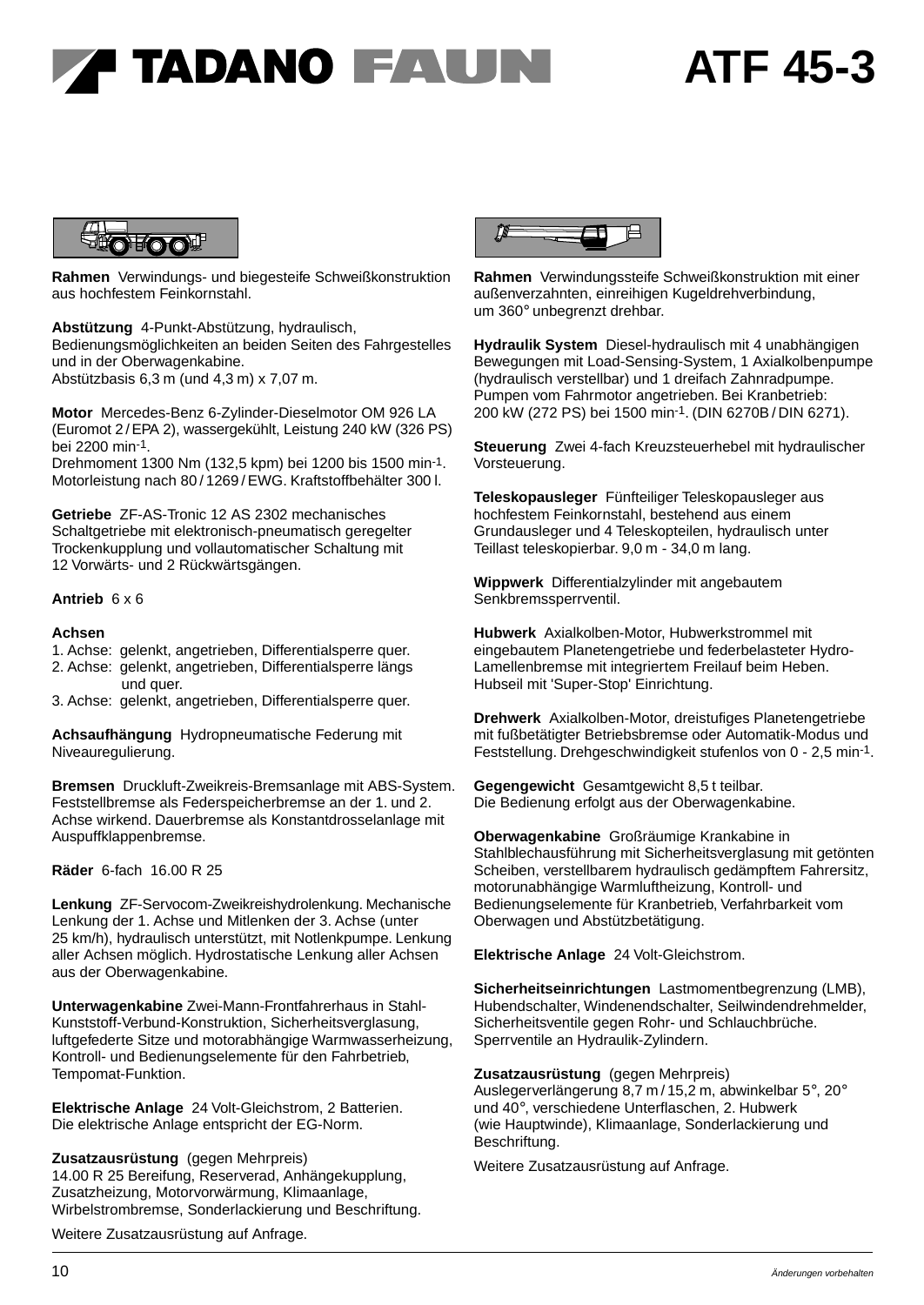# TADANO FAUN ATF 45-3

**Rahmen** Verwindungs- und biegesteife Schweißkonstruktion aus hochfestem Feinkornstahl.

**Abstützung** 4-Punkt-Abstützung, hydraulisch, Bedienungsmöglichkeiten an beiden Seiten des Fahrgestelles und in der Oberwagenkabine.
Abstützbasis 6,3 m (und 4,3 m) x 7,07 m.

**Motor** Mercedes-Benz 6-Zylinder-Dieselmotor OM 926 LA (Euromot 2 / EPA 2), wassergekühlt, Leistung 240 kW (326 PS) bei 2200 min$^{-1}$.
Drehmoment 1300 Nm (132,5 kpm) bei 1200 bis 1500 min$^{-1}$.
Motorleistung nach 80 / 1269 / EWG. Kraftstoffbehälter 300 l.

**Getriebe** ZF-AS-Tronic 12 AS 2302 mechanisches Schaltgetriebe mit elektronisch-pneumatisch geregelter Trockenkupplung und vollautomatischer Schaltung mit 12 Vorwärts- und 2 Rückwärtsgängen.

**Antrieb** 6 x 6

**Achsen**
1. Achse: gelenkt, angetrieben, Differentialsperre quer.
2. Achse: gelenkt, angetrieben, Differentialsperre längs und quer.
3. Achse: gelenkt, angetrieben, Differentialsperre quer.

**Achsaufhängung** Hydropneumatische Federung mit Niveauregulierung.

**Bremsen** Druckluft-Zweikreis-Bremsanlage mit ABS-System. Feststellbremse als Federspeicherbremse an der 1. und 2. Achse wirkend. Dauerbremse als Konstantdrosselanlage mit Auspuffklappenbremse.

**Räder** 6-fach 16.00 R 25

**Lenkung** ZF-Servocom-Zweikreishydrolenkung. Mechanische Lenkung der 1. Achse und Mitlenken der 3. Achse (unter 25 km/h), hydraulisch unterstützt, mit Notlenkpumpe. Lenkung aller Achsen möglich. Hydrostatische Lenkung aller Achsen aus der Oberwagenkabine.

**Unterwagenkabine** Zwei-Mann-Frontfahrerhaus in Stahl-Kunststoff-Verbund-Konstruktion, Sicherheitsverglasung, luftgefederte Sitze und motorabhängige Warmwasserheizung, Kontroll- und Bedienungselemente für den Fahrbetrieb, Tempomat-Funktion.

**Elektrische Anlage** 24 Volt-Gleichstrom, 2 Batterien. Die elektrische Anlage entspricht der EG-Norm.

**Zusatzausrüstung** (gegen Mehrpreis)
14.00 R 25 Bereifung, Reserverad, Anhängekupplung, Zusatzheizung, Motorvorwärmung, Klimaanlage, Wirbelstrombremse, Sonderlackierung und Beschriftung.

Weitere Zusatzausrüstung auf Anfrage.

**Rahmen** Verwindungssteife Schweißkonstruktion mit einer außenverzahnten, einreihigen Kugeldrehverbindung, um 360° unbegrenzt drehbar.

**Hydraulik System** Diesel-hydraulisch mit 4 unabhängigen Bewegungen mit Load-Sensing-System, 1 Axialkolbenpumpe (hydraulisch verstellbar) und 1 dreifach Zahnradpumpe. Pumpen vom Fahrmotor angetrieben. Bei Kranbetrieb: 200 kW (272 PS) bei 1500 min$^{-1}$. (DIN 6270B / DIN 6271).

**Steuerung** Zwei 4-fach Kreuzsteuerhebel mit hydraulischer Vorsteuerung.

**Teleskopausleger** Fünfteiliger Teleskopausleger aus hochfestem Feinkornstahl, bestehend aus einem Grundausleger und 4 Teleskopteilen, hydraulisch unter Teillast teleskopierbar. 9,0 m - 34,0 m lang.

**Wippwerk** Differentialzylinder mit angebautem Senkbremssperrventil.

**Hubwerk** Axialkolben-Motor, Hubwerkstrommel mit eingebautem Planetengetriebe und federbelasteter Hydro-Lamellenbremse mit integriertem Freilauf beim Heben. Hubseil mit 'Super-Stop' Einrichtung.

**Drehwerk** Axialkolben-Motor, dreistufiges Planetengetriebe mit fußbetätigter Betriebsbremse oder Automatik-Modus und Feststellung. Drehgeschwindigkeit stufenlos von 0 - 2,5 min$^{-1}$.

**Gegengewicht** Gesamtgewicht 8,5 t teilbar.
Die Bedienung erfolgt aus der Oberwagenkabine.

**Oberwagenkabine** Großräumige Krankabine in Stahlblechausführung mit Sicherheitsverglasung mit getönten Scheiben, verstellbarem hydraulisch gedämpftem Fahrersitz, motorunabhängige Warmluftheizung, Kontroll- und Bedienungselemente für Kranbetrieb, Verfahrbarkeit vom Oberwagen und Abstützbetätigung.

**Elektrische Anlage** 24 Volt-Gleichstrom.

**Sicherheitseinrichtungen** Lastmomentbegrenzung (LMB), Hubendschalter, Windenendschalter, Seilwindendrehmelder, Sicherheitsventile gegen Rohr- und Schlauchbrüche. Sperrventile an Hydraulik-Zylindern.

**Zusatzausrüstung** (gegen Mehrpreis)
Auslegerverlängerung 8,7 m / 15,2 m, abwinkelbar 5°, 20° und 40°, verschiedene Unterflaschen, 2. Hubwerk (wie Hauptwinde), Klimaanlage, Sonderlackierung und Beschriftung.

Weitere Zusatzausrüstung auf Anfrage.

*Änderungen vorbehalten*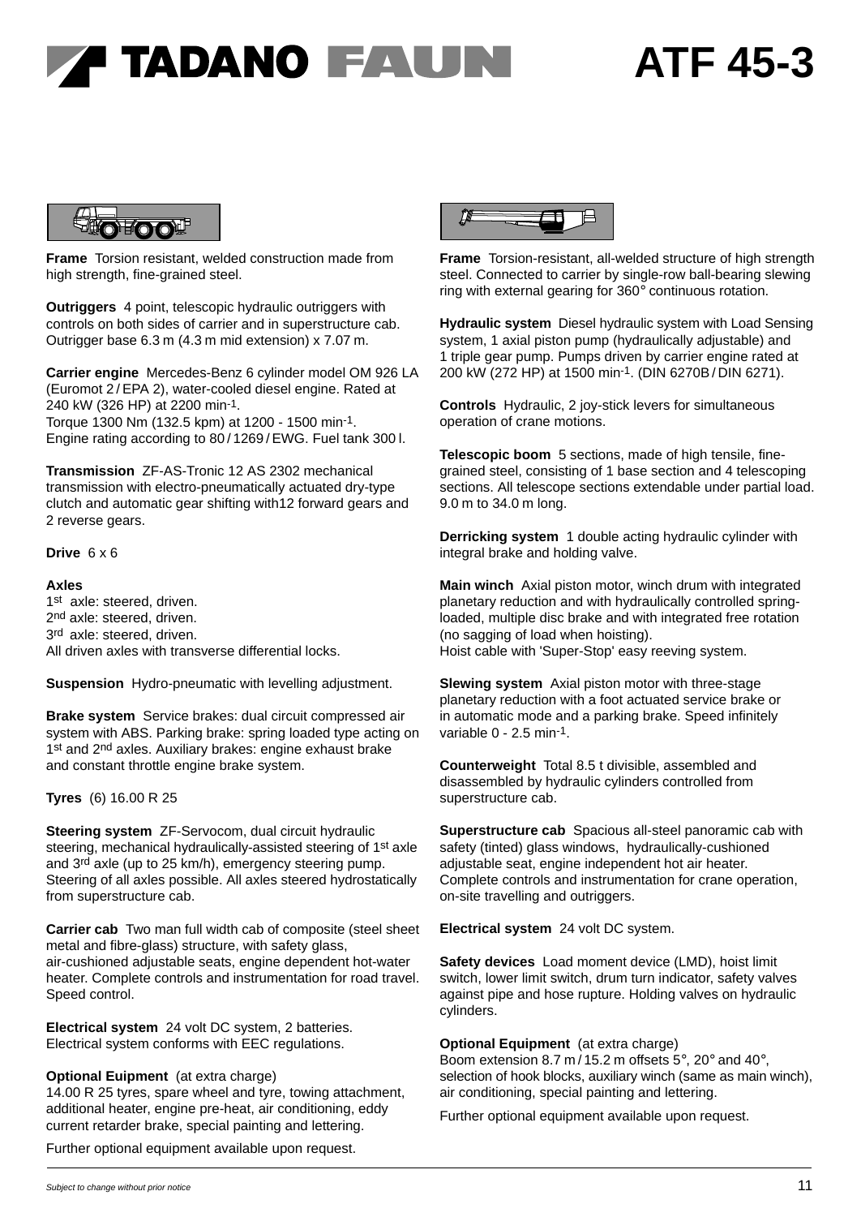# TADANO FAUN ATF 45-3

**Frame** Torsion resistant, welded construction made from high strength, fine-grained steel.

**Outriggers** 4 point, telescopic hydraulic outriggers with controls on both sides of carrier and in superstructure cab. Outrigger base 6.3 m (4.3 m mid extension) x 7.07 m.

**Carrier engine** Mercedes-Benz 6 cylinder model OM 926 LA (Euromot 2 / EPA 2), water-cooled diesel engine. Rated at 240 kW (326 HP) at 2200 min$^{-1}$.
Torque 1300 Nm (132.5 kpm) at 1200 - 1500 min$^{-1}$.
Engine rating according to 80 / 1269 / EWG. Fuel tank 300 l.

**Transmission** ZF-AS-Tronic 12 AS 2302 mechanical transmission with electro-pneumatically actuated dry-type clutch and automatic gear shifting with12 forward gears and 2 reverse gears.

**Drive** 6 x 6

**Axles**
1st axle: steered, driven.
2nd axle: steered, driven.
3rd axle: steered, driven.
All driven axles with transverse differential locks.

**Suspension** Hydro-pneumatic with levelling adjustment.

**Brake system** Service brakes: dual circuit compressed air system with ABS. Parking brake: spring loaded type acting on 1st and 2nd axles. Auxiliary brakes: engine exhaust brake and constant throttle engine brake system.

**Tyres** (6) 16.00 R 25

**Steering system** ZF-Servocom, dual circuit hydraulic steering, mechanical hydraulically-assisted steering of 1st axle and 3rd axle (up to 25 km/h), emergency steering pump. Steering of all axles possible. All axles steered hydrostatically from superstructure cab.

**Carrier cab** Two man full width cab of composite (steel sheet metal and fibre-glass) structure, with safety glass, air-cushioned adjustable seats, engine dependent hot-water heater. Complete controls and instrumentation for road travel. Speed control.

**Electrical system** 24 volt DC system, 2 batteries. Electrical system conforms with EEC regulations.

**Optional Euipment** (at extra charge)
14.00 R 25 tyres, spare wheel and tyre, towing attachment, additional heater, engine pre-heat, air conditioning, eddy current retarder brake, special painting and lettering.

Further optional equipment available upon request.

**Frame** Torsion-resistant, all-welded structure of high strength steel. Connected to carrier by single-row ball-bearing slewing ring with external gearing for 360° continuous rotation.

**Hydraulic system** Diesel hydraulic system with Load Sensing system, 1 axial piston pump (hydraulically adjustable) and 1 triple gear pump. Pumps driven by carrier engine rated at 200 kW (272 HP) at 1500 min$^{-1}$. (DIN 6270B / DIN 6271).

**Controls** Hydraulic, 2 joy-stick levers for simultaneous operation of crane motions.

**Telescopic boom** 5 sections, made of high tensile, fine-grained steel, consisting of 1 base section and 4 telescoping sections. All telescope sections extendable under partial load. 9.0 m to 34.0 m long.

**Derricking system** 1 double acting hydraulic cylinder with integral brake and holding valve.

**Main winch** Axial piston motor, winch drum with integrated planetary reduction and with hydraulically controlled spring-loaded, multiple disc brake and with integrated free rotation (no sagging of load when hoisting).
Hoist cable with 'Super-Stop' easy reeving system.

**Slewing system** Axial piston motor with three-stage planetary reduction with a foot actuated service brake or in automatic mode and a parking brake. Speed infinitely variable 0 - 2.5 min$^{-1}$.

**Counterweight** Total 8.5 t divisible, assembled and disassembled by hydraulic cylinders controlled from superstructure cab.

**Superstructure cab** Spacious all-steel panoramic cab with safety (tinted) glass windows, hydraulically-cushioned adjustable seat, engine independent hot air heater. Complete controls and instrumentation for crane operation, on-site travelling and outriggers.

**Electrical system** 24 volt DC system.

**Safety devices** Load moment device (LMD), hoist limit switch, lower limit switch, drum turn indicator, safety valves against pipe and hose rupture. Holding valves on hydraulic cylinders.

**Optional Equipment** (at extra charge)
Boom extension 8.7 m / 15.2 m offsets 5°, 20° and 40°, selection of hook blocks, auxiliary winch (same as main winch), air conditioning, special painting and lettering.

Further optional equipment available upon request.

*Subject to change without prior notice*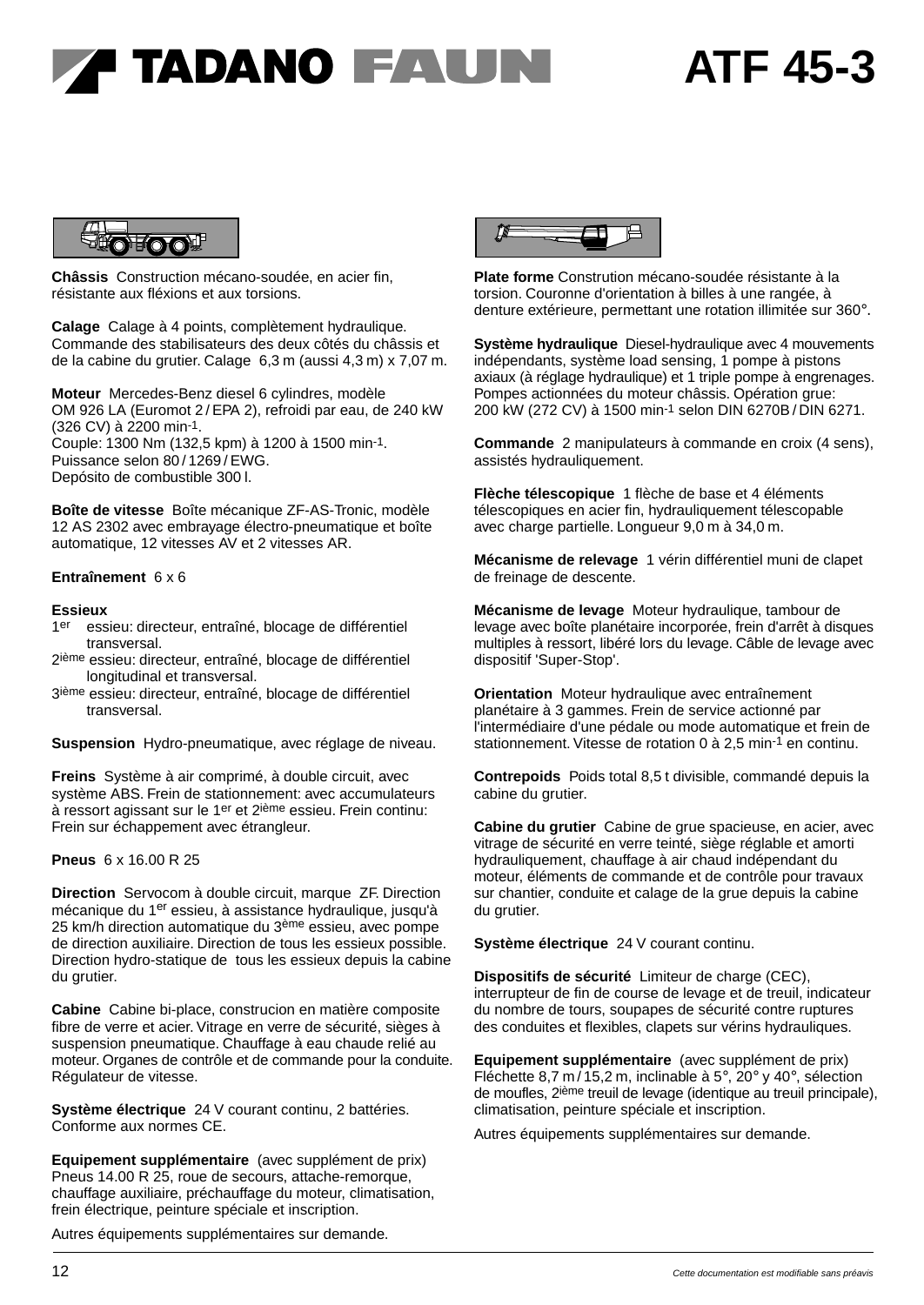# TADANO FAUN ATF 45-3

**Châssis** Construction mécano-soudée, en acier fin, résistante aux fléxions et aux torsions.

**Calage** Calage à 4 points, complètement hydraulique. Commande des stabilisateurs des deux côtés du châssis et de la cabine du grutier. Calage 6,3 m (aussi 4,3 m) x 7,07 m.

**Moteur** Mercedes-Benz diesel 6 cylindres, modèle OM 926 LA (Euromot 2 / EPA 2), refroidi par eau, de 240 kW (326 CV) à 2200 $min^{-1}$.
Couple: 1300 Nm (132,5 kpm) à 1200 à 1500 $min^{-1}$.
Puissance selon 80 / 1269 / EWG.
Depósito de combustible 300 l.

**Boîte de vitesse** Boîte mécanique ZF-AS-Tronic, modèle 12 AS 2302 avec embrayage électro-pneumatique et boîte automatique, 12 vitesses AV et 2 vitesses AR.

**Entraînement** 6 x 6

**Essieux**
1er essieu: directeur, entraîné, blocage de différentiel transversal.
2ième essieu: directeur, entraîné, blocage de différentiel longitudinal et transversal.
3ième essieu: directeur, entraîné, blocage de différentiel transversal.

**Suspension** Hydro-pneumatique, avec réglage de niveau.

**Freins** Système à air comprimé, à double circuit, avec système ABS. Frein de stationnement: avec accumulateurs à ressort agissant sur le 1er et 2ième essieu. Frein continu: Frein sur échappement avec étrangleur.

**Pneus** 6 x 16.00 R 25

**Direction** Servocom à double circuit, marque ZF. Direction mécanique du 1er essieu, à assistance hydraulique, jusqu'à 25 km/h direction automatique du 3ème essieu, avec pompe de direction auxiliaire. Direction de tous les essieux possible. Direction hydro-statique de tous les essieux depuis la cabine du grutier.

**Cabine** Cabine bi-place, construcion en matière composite fibre de verre et acier. Vitrage en verre de sécurité, sièges à suspension pneumatique. Chauffage à eau chaude relié au moteur. Organes de contrôle et de commande pour la conduite. Régulateur de vitesse.

**Système électrique** 24 V courant continu, 2 battéries. Conforme aux normes CE.

**Equipement supplémentaire** (avec supplément de prix) Pneus 14.00 R 25, roue de secours, attache-remorque, chauffage auxiliaire, préchauffage du moteur, climatisation, frein électrique, peinture spéciale et inscription.

Autres équipements supplémentaires sur demande.

**Plate forme** Constrution mécano-soudée résistante à la torsion. Couronne d'orientation à billes à une rangée, à denture extérieure, permettant une rotation illimitée sur 360°.

**Système hydraulique** Diesel-hydraulique avec 4 mouvements indépendants, système load sensing, 1 pompe à pistons axiaux (à réglage hydraulique) et 1 triple pompe à engrenages. Pompes actionnées du moteur châssis. Opération grue: 200 kW (272 CV) à 1500 $min^{-1}$ selon DIN 6270B / DIN 6271.

**Commande** 2 manipulateurs à commande en croix (4 sens), assistés hydrauliquement.

**Flèche télescopique** 1 flèche de base et 4 éléments télescopiques en acier fin, hydrauliquement télescopable avec charge partielle. Longueur 9,0 m à 34,0 m.

**Mécanisme de relevage** 1 vérin différentiel muni de clapet de freinage de descente.

**Mécanisme de levage** Moteur hydraulique, tambour de levage avec boîte planétaire incorporée, frein d'arrêt à disques multiples à ressort, libéré lors du levage. Câble de levage avec dispositif 'Super-Stop'.

**Orientation** Moteur hydraulique avec entraînement planétaire à 3 gammes. Frein de service actionné par l'intermédiaire d'une pédale ou mode automatique et frein de stationnement. Vitesse de rotation 0 à 2,5 $min^{-1}$ en continu.

**Contrepoids** Poids total 8,5 t divisible, commandé depuis la cabine du grutier.

**Cabine du grutier** Cabine de grue spacieuse, en acier, avec vitrage de sécurité en verre teinté, siège réglable et amorti hydrauliquement, chauffage à air chaud indépendant du moteur, éléments de commande et de contrôle pour travaux sur chantier, conduite et calage de la grue depuis la cabine du grutier.

**Système électrique** 24 V courant continu.

**Dispositifs de sécurité** Limiteur de charge (CEC), interrupteur de fin de course de levage et de treuil, indicateur du nombre de tours, soupapes de sécurité contre ruptures des conduites et flexibles, clapets sur vérins hydrauliques.

**Equipement supplémentaire** (avec supplément de prix) Fléchette 8,7 m / 15,2 m, inclinable à 5°, 20° y 40°, sélection de moufles, 2ième treuil de levage (identique au treuil principale), climatisation, peinture spéciale et inscription.

Autres équipements supplémentaires sur demande.

*Cette documentation est modifiable sans préavis*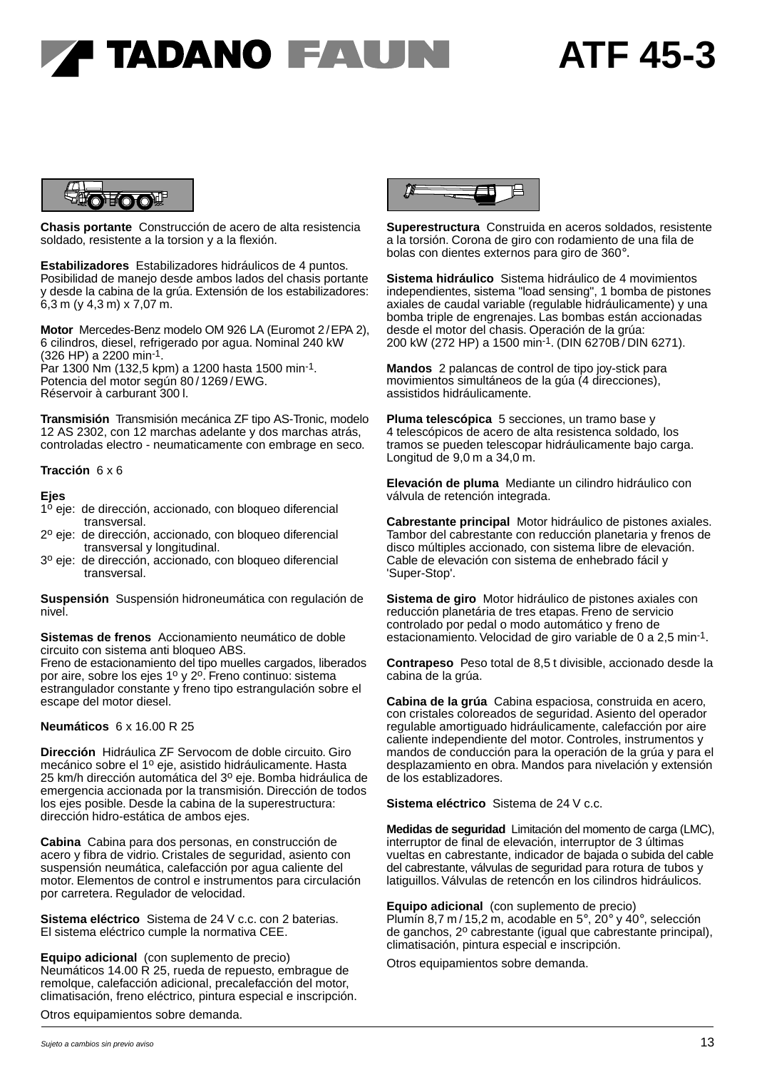# TADANO FAUN ATF 45-3

**Chasis portante** Construcción de acero de alta resistencia soldado, resistente a la torsion y a la flexión.

**Estabilizadores** Estabilizadores hidráulicos de 4 puntos. Posibilidad de manejo desde ambos lados del chasis portante y desde la cabina de la grúa. Extensión de los estabilizadores: 6,3 m (y 4,3 m) x 7,07 m.

**Motor** Mercedes-Benz modelo OM 926 LA (Euromot 2 / EPA 2), 6 cilindros, diesel, refrigerado por agua. Nominal 240 kW (326 HP) a 2200 $min^{-1}$.
Par 1300 Nm (132,5 kpm) a 1200 hasta 1500 $min^{-1}$.
Potencia del motor según 80 / 1269 / EWG.
Réservoir à carburant 300 l.

**Transmisión** Transmisión mecánica ZF tipo AS-Tronic, modelo 12 AS 2302, con 12 marchas adelante y dos marchas atrás, controladas electro - neumaticamente con embrage en seco.

**Tracción** 6 x 6

**Ejes**
1º eje: de dirección, accionado, con bloqueo diferencial transversal.
2º eje: de dirección, accionado, con bloqueo diferencial transversal y longitudinal.
3º eje: de dirección, accionado, con bloqueo diferencial transversal.

**Suspensión** Suspensión hidroneumática con regulación de nivel.

**Sistemas de frenos** Accionamiento neumático de doble circuito con sistema anti bloqueo ABS.
Freno de estacionamiento del tipo muelles cargados, liberados por aire, sobre los ejes 1º y 2º. Freno continuo: sistema estrangulador constante y freno tipo estrangulación sobre el escape del motor diesel.

**Neumáticos** 6 x 16.00 R 25

**Dirección** Hidráulica ZF Servocom de doble circuito. Giro mecánico sobre el 1º eje, asistido hidráulicamente. Hasta 25 km/h dirección automática del 3º eje. Bomba hidráulica de emergencia accionada por la transmisión. Dirección de todos los ejes posible. Desde la cabina de la superestructura: dirección hidro-estática de ambos ejes.

**Cabina** Cabina para dos personas, en construcción de acero y fibra de vidrio. Cristales de seguridad, asiento con suspensión neumática, calefacción por agua caliente del motor. Elementos de control e instrumentos para circulación por carretera. Regulador de velocidad.

**Sistema eléctrico** Sistema de 24 V c.c. con 2 baterias.
El sistema eléctrico cumple la normativa CEE.

**Equipo adicional** (con suplemento de precio)
Neumáticos 14.00 R 25, rueda de repuesto, embrague de remolque, calefacción adicional, precalefacción del motor, climatisación, freno eléctrico, pintura especial e inscripción.

Otros equipamientos sobre demanda.

**Superestructura** Construida en aceros soldados, resistente a la torsión. Corona de giro con rodamiento de una fila de bolas con dientes externos para giro de 360°.

**Sistema hidráulico** Sistema hidráulico de 4 movimientos independientes, sistema "load sensing", 1 bomba de pistones axiales de caudal variable (regulable hidráulicamente) y una bomba triple de engrenajes. Las bombas están accionadas desde el motor del chasis. Operación de la grúa:
200 kW (272 HP) a 1500 $min^{-1}$. (DIN 6270B / DIN 6271).

**Mandos** 2 palancas de control de tipo joy-stick para movimientos simultáneos de la gúa (4 direcciones), assistidos hidráulicamente.

**Pluma telescópica** 5 secciones, un tramo base y 4 telescópicos de acero de alta resistenca soldado, los tramos se pueden telescopar hidráulicamente bajo carga. Longitud de 9,0 m a 34,0 m.

**Elevación de pluma** Mediante un cilindro hidráulico con válvula de retención integrada.

**Cabrestante principal** Motor hidráulico de pistones axiales. Tambor del cabrestante con reducción planetaria y frenos de disco múltiples accionado, con sistema libre de elevación. Cable de elevación con sistema de enhebrado fácil y 'Super-Stop'.

**Sistema de giro** Motor hidráulico de pistones axiales con reducción planetária de tres etapas. Freno de servicio controlado por pedal o modo automático y freno de estacionamiento. Velocidad de giro variable de 0 a 2,5 $min^{-1}$.

**Contrapeso** Peso total de 8,5 t divisible, accionado desde la cabina de la grúa.

**Cabina de la grúa** Cabina espaciosa, construida en acero, con cristales coloreados de seguridad. Asiento del operador regulable amortiguado hidráulicamente, calefacción por aire caliente independiente del motor. Controles, instrumentos y mandos de conducción para la operación de la grúa y para el desplazamiento en obra. Mandos para nivelación y extensión de los establizadores.

**Sistema eléctrico** Sistema de 24 V c.c.

**Medidas de seguridad** Limitación del momento de carga (LMC), interruptor de final de elevación, interruptor de 3 últimas vueltas en cabrestante, indicador de bajada o subida del cable del cabrestante, válvulas de seguridad para rotura de tubos y latiguillos. Válvulas de retencón en los cilindros hidráulicos.

**Equipo adicional** (con suplemento de precio)
Plumín 8,7 m / 15,2 m, acodable en 5°, 20° y 40°, selección de ganchos, 2º cabrestante (igual que cabrestante principal), climatisación, pintura especial e inscripción.

Otros equipamientos sobre demanda.

*Sujeto a cambios sin previo aviso*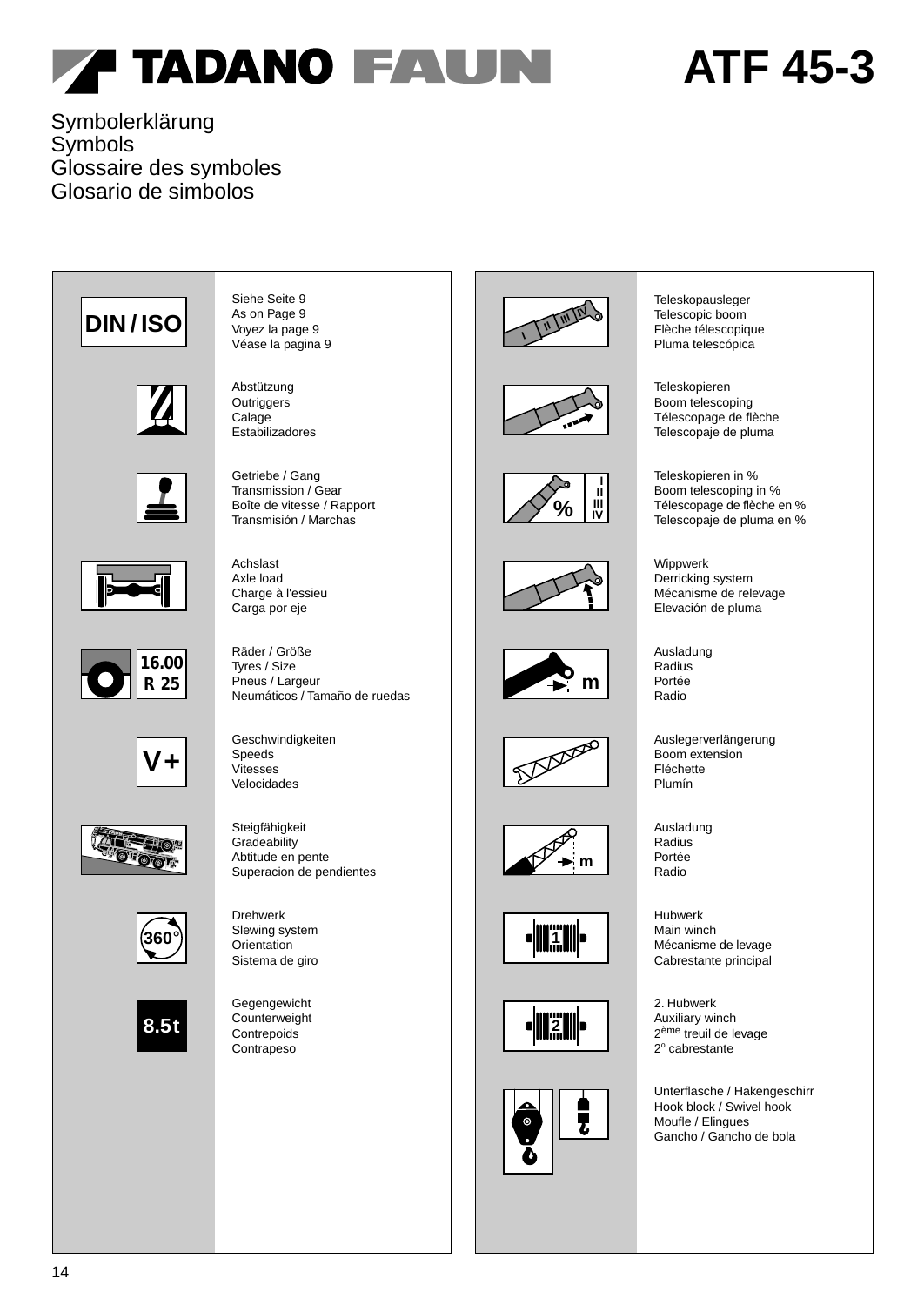# ATF 45-3

## Symbolerklärung
## Symbols
## Glossaire des symboles
## Glosario de simbolos

| Symbol | Beschreibung |
|---|---|
| DIN / ISO | Siehe Seite 9<br>As on Page 9<br>Voyez la page 9<br>Véase la pagina 9 |
| | Abstützung<br>Outriggers<br>Calage<br>Estabilizadores |
| | Getriebe / Gang<br>Transmission / Gear<br>Boîte de vitesse / Rapport<br>Transmisión / Marchas |
| | Achslast<br>Axle load<br>Charge à l'essieu<br>Carga por eje |
| 16.00 R 25 | Räder / Größe<br>Tyres / Size<br>Pneus / Largeur<br>Neumáticos / Tamaño de ruedas |
| V+ | Geschwindigkeiten<br>Speeds<br>Vitesses<br>Velocidades |
| | Steigfähigkeit<br>Gradeability<br>Abtitude en pente<br>Superacion de pendientes |
| 360° | Drehwerk<br>Slewing system<br>Orientation<br>Sistema de giro |
| 8.5t | Gegengewicht<br>Counterweight<br>Contrepoids<br>Contrapeso |
| I II III IV | Teleskopausleger<br>Telescopic boom<br>Flèche télescopique<br>Pluma telescópica |
| | Teleskopieren<br>Boom telescoping<br>Télescopage de flèche<br>Telescopaje de pluma |
| % I II III IV | Teleskopieren in %<br>Boom telescoping in %<br>Télescopage de flèche en %<br>Telescopaje de pluma en % |
| | Wippwerk<br>Derricking system<br>Mécanisme de relevage<br>Elevación de pluma |
| m | Ausladung<br>Radius<br>Portée<br>Radio |
| | Auslegerverlängerung<br>Boom extension<br>Fléchette<br>Plumín |
| m | Ausladung<br>Radius<br>Portée<br>Radio |
| 1 | Hubwerk<br>Main winch<br>Mécanisme de levage<br>Cabrestante principal |
| 2 | 2. Hubwerk<br>Auxiliary winch<br>2ème treuil de levage<br>2o cabrestante |
| | Unterflasche / Hakengeschirr<br>Hook block / Swivel hook<br>Moufle / Elingues<br>Gancho / Gancho de bola |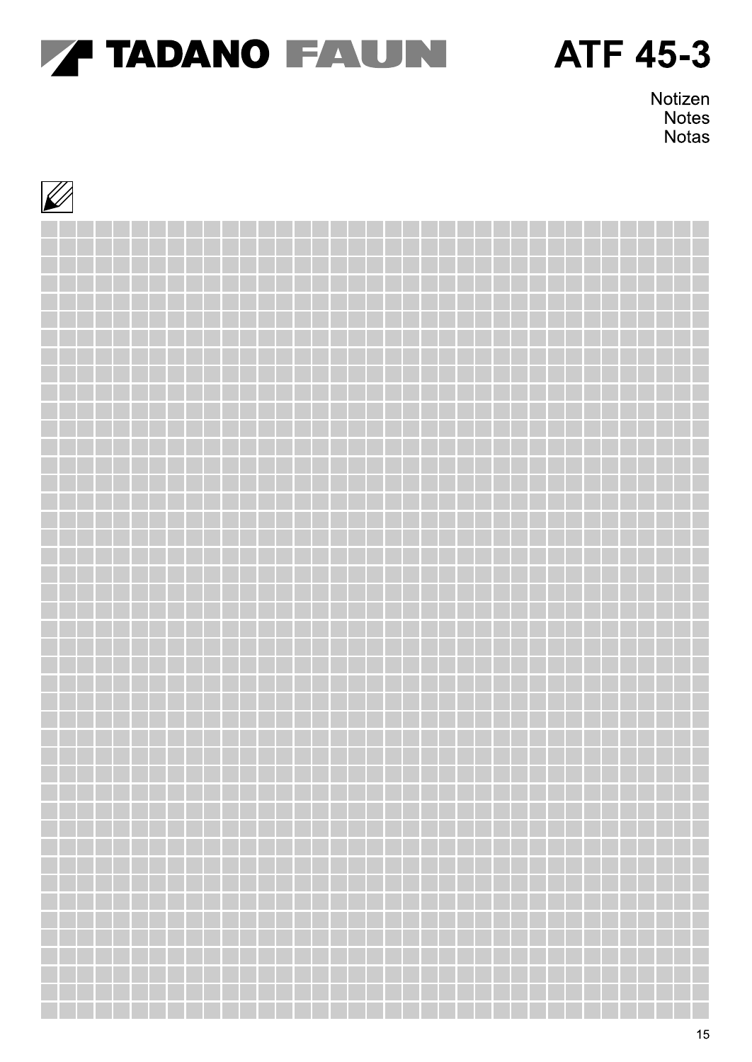Notizen
Notes
Notas